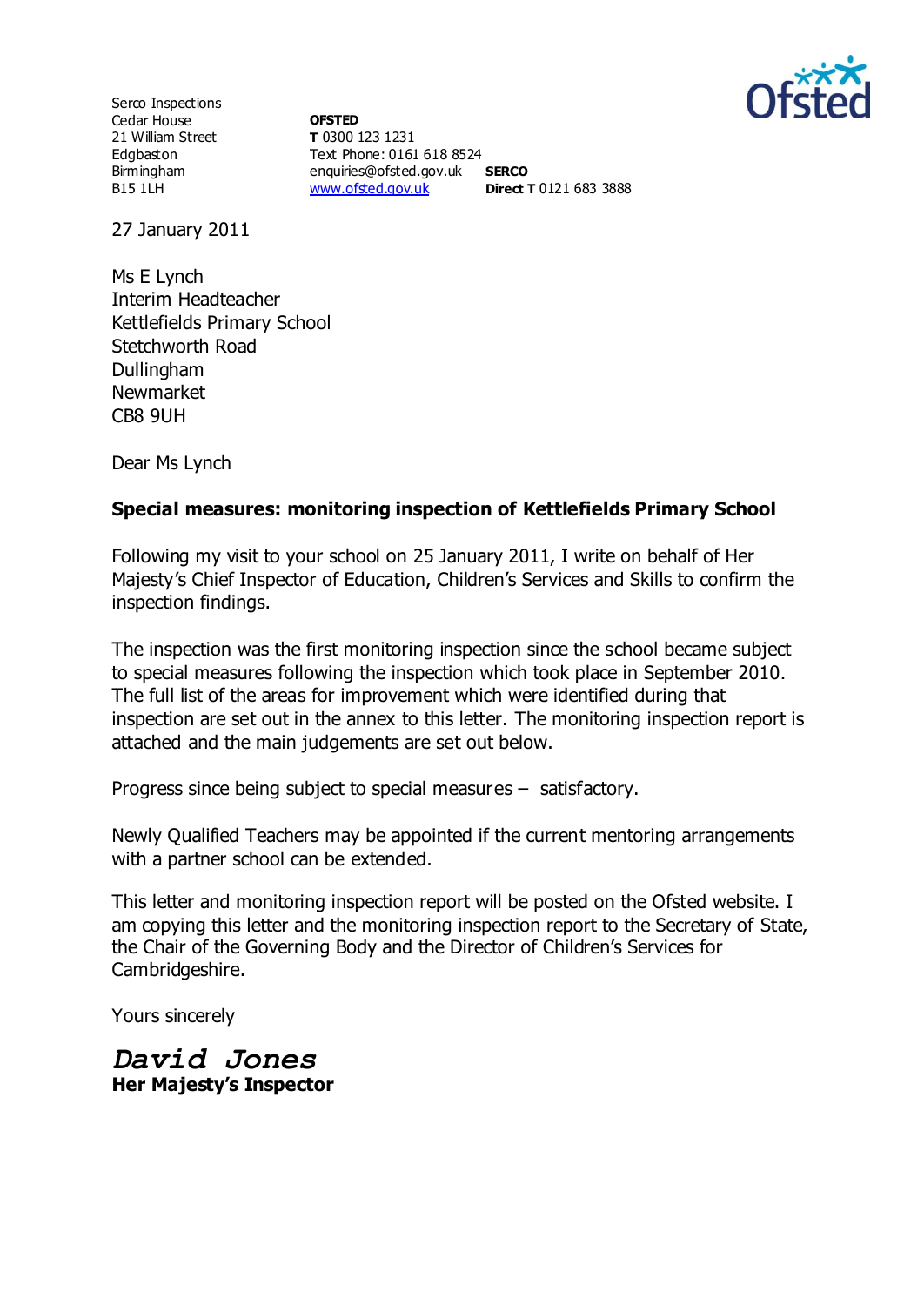Serco Inspections
Cedar House
21 William Street
Edgbaston
Birmingham
B15 1LH

**OFSTED**
**T** 0300 123 1231
Text Phone: 0161 618 8524
enquiries@ofsted.gov.uk
www.ofsted.gov.uk

**SERCO**
**Direct T** 0121 683 3888

27 January 2011

Ms E Lynch
Interim Headteacher
Kettlefields Primary School
Stetchworth Road
Dullingham
Newmarket
CB8 9UH

Dear Ms Lynch

**Special measures: monitoring inspection of Kettlefields Primary School**

Following my visit to your school on 25 January 2011, I write on behalf of Her Majesty's Chief Inspector of Education, Children's Services and Skills to confirm the inspection findings.

The inspection was the first monitoring inspection since the school became subject to special measures following the inspection which took place in September 2010. The full list of the areas for improvement which were identified during that inspection are set out in the annex to this letter. The monitoring inspection report is attached and the main judgements are set out below.

Progress since being subject to special measures – satisfactory.

Newly Qualified Teachers may be appointed if the current mentoring arrangements with a partner school can be extended.

This letter and monitoring inspection report will be posted on the Ofsted website. I am copying this letter and the monitoring inspection report to the Secretary of State, the Chair of the Governing Body and the Director of Children's Services for Cambridgeshire.

Yours sincerely

***David Jones***
**Her Majesty's Inspector**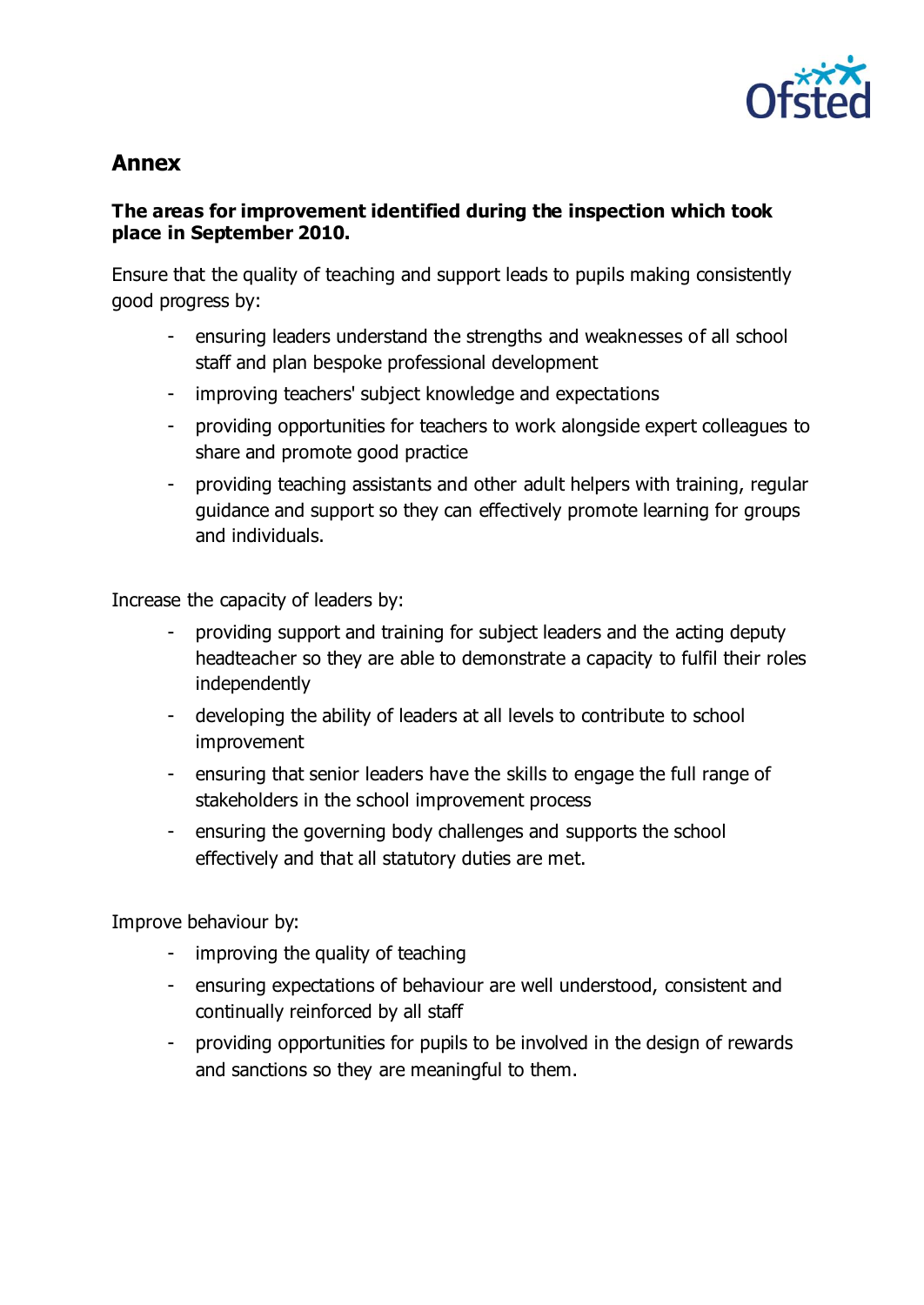## Annex

**The areas for improvement identified during the inspection which took place in September 2010.**

Ensure that the quality of teaching and support leads to pupils making consistently good progress by:

- ensuring leaders understand the strengths and weaknesses of all school staff and plan bespoke professional development
- improving teachers' subject knowledge and expectations
- providing opportunities for teachers to work alongside expert colleagues to share and promote good practice
- providing teaching assistants and other adult helpers with training, regular guidance and support so they can effectively promote learning for groups and individuals.

Increase the capacity of leaders by:

- providing support and training for subject leaders and the acting deputy headteacher so they are able to demonstrate a capacity to fulfil their roles independently
- developing the ability of leaders at all levels to contribute to school improvement
- ensuring that senior leaders have the skills to engage the full range of stakeholders in the school improvement process
- ensuring the governing body challenges and supports the school effectively and that all statutory duties are met.

Improve behaviour by:

- improving the quality of teaching
- ensuring expectations of behaviour are well understood, consistent and continually reinforced by all staff
- providing opportunities for pupils to be involved in the design of rewards and sanctions so they are meaningful to them.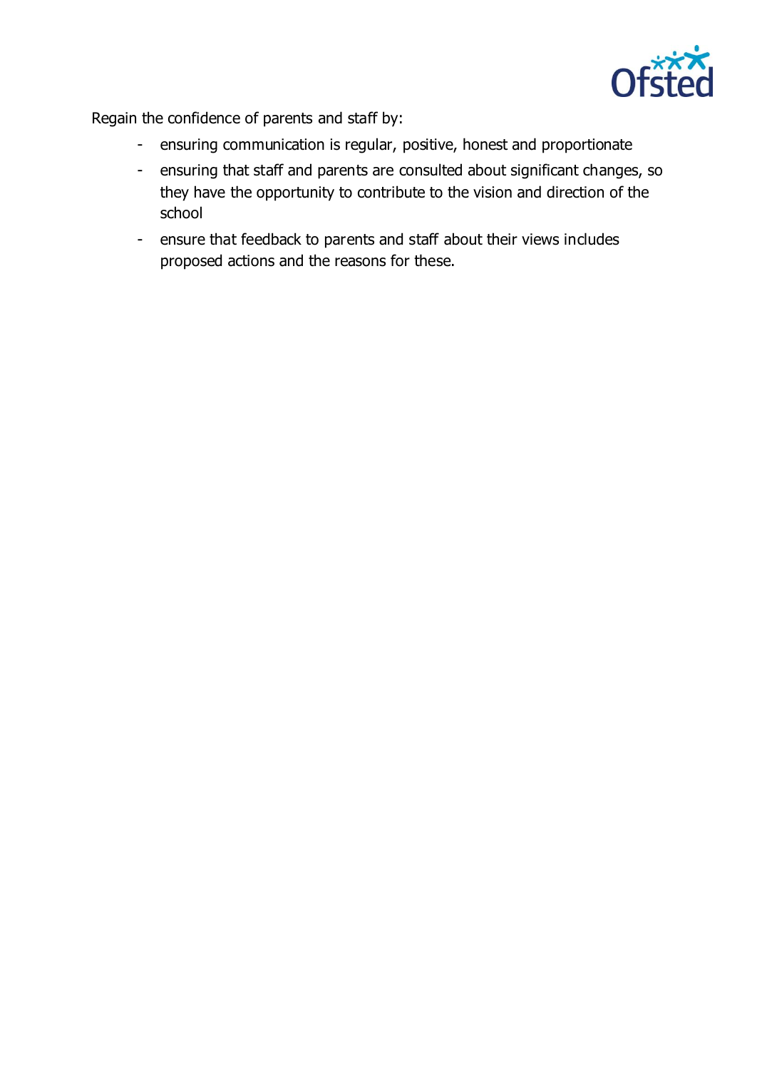Regain the confidence of parents and staff by:

- ensuring communication is regular, positive, honest and proportionate
- ensuring that staff and parents are consulted about significant changes, so they have the opportunity to contribute to the vision and direction of the school
- ensure that feedback to parents and staff about their views includes proposed actions and the reasons for these.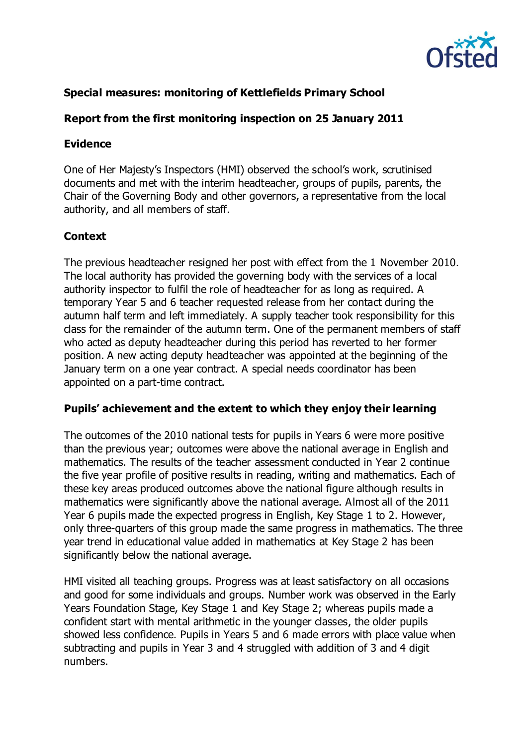**Special measures: monitoring of Kettlefields Primary School**

**Report from the first monitoring inspection on 25 January 2011**

**Evidence**

One of Her Majesty's Inspectors (HMI) observed the school's work, scrutinised documents and met with the interim headteacher, groups of pupils, parents, the Chair of the Governing Body and other governors, a representative from the local authority, and all members of staff.

**Context**

The previous headteacher resigned her post with effect from the 1 November 2010. The local authority has provided the governing body with the services of a local authority inspector to fulfil the role of headteacher for as long as required. A temporary Year 5 and 6 teacher requested release from her contact during the autumn half term and left immediately. A supply teacher took responsibility for this class for the remainder of the autumn term. One of the permanent members of staff who acted as deputy headteacher during this period has reverted to her former position. A new acting deputy headteacher was appointed at the beginning of the January term on a one year contract. A special needs coordinator has been appointed on a part-time contract.

**Pupils' achievement and the extent to which they enjoy their learning**

The outcomes of the 2010 national tests for pupils in Years 6 were more positive than the previous year; outcomes were above the national average in English and mathematics. The results of the teacher assessment conducted in Year 2 continue the five year profile of positive results in reading, writing and mathematics. Each of these key areas produced outcomes above the national figure although results in mathematics were significantly above the national average. Almost all of the 2011 Year 6 pupils made the expected progress in English, Key Stage 1 to 2. However, only three-quarters of this group made the same progress in mathematics. The three year trend in educational value added in mathematics at Key Stage 2 has been significantly below the national average.

HMI visited all teaching groups. Progress was at least satisfactory on all occasions and good for some individuals and groups. Number work was observed in the Early Years Foundation Stage, Key Stage 1 and Key Stage 2; whereas pupils made a confident start with mental arithmetic in the younger classes, the older pupils showed less confidence. Pupils in Years 5 and 6 made errors with place value when subtracting and pupils in Year 3 and 4 struggled with addition of 3 and 4 digit numbers.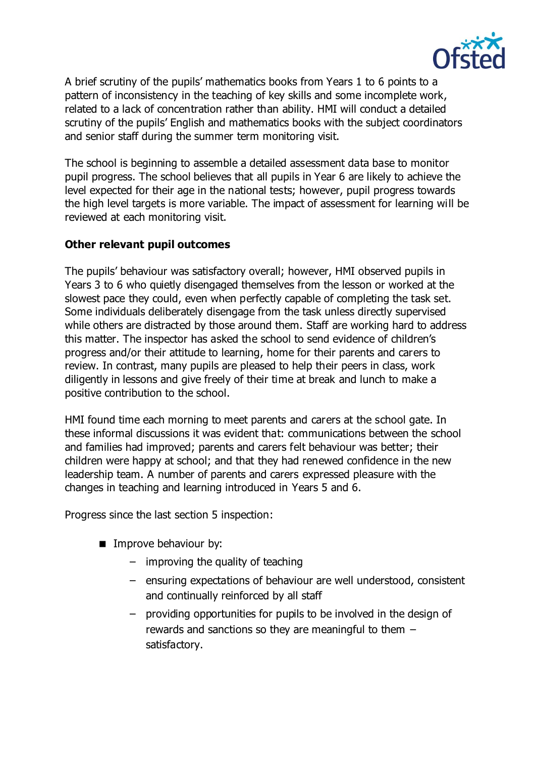A brief scrutiny of the pupils' mathematics books from Years 1 to 6 points to a pattern of inconsistency in the teaching of key skills and some incomplete work, related to a lack of concentration rather than ability. HMI will conduct a detailed scrutiny of the pupils' English and mathematics books with the subject coordinators and senior staff during the summer term monitoring visit.

The school is beginning to assemble a detailed assessment data base to monitor pupil progress. The school believes that all pupils in Year 6 are likely to achieve the level expected for their age in the national tests; however, pupil progress towards the high level targets is more variable. The impact of assessment for learning will be reviewed at each monitoring visit.

**Other relevant pupil outcomes**

The pupils' behaviour was satisfactory overall; however, HMI observed pupils in Years 3 to 6 who quietly disengaged themselves from the lesson or worked at the slowest pace they could, even when perfectly capable of completing the task set. Some individuals deliberately disengage from the task unless directly supervised while others are distracted by those around them. Staff are working hard to address this matter. The inspector has asked the school to send evidence of children's progress and/or their attitude to learning, home for their parents and carers to review. In contrast, many pupils are pleased to help their peers in class, work diligently in lessons and give freely of their time at break and lunch to make a positive contribution to the school.

HMI found time each morning to meet parents and carers at the school gate. In these informal discussions it was evident that: communications between the school and families had improved; parents and carers felt behaviour was better; their children were happy at school; and that they had renewed confidence in the new leadership team. A number of parents and carers expressed pleasure with the changes in teaching and learning introduced in Years 5 and 6.

Progress since the last section 5 inspection:

- Improve behaviour by:
  - improving the quality of teaching
  - ensuring expectations of behaviour are well understood, consistent and continually reinforced by all staff
  - providing opportunities for pupils to be involved in the design of rewards and sanctions so they are meaningful to them – satisfactory.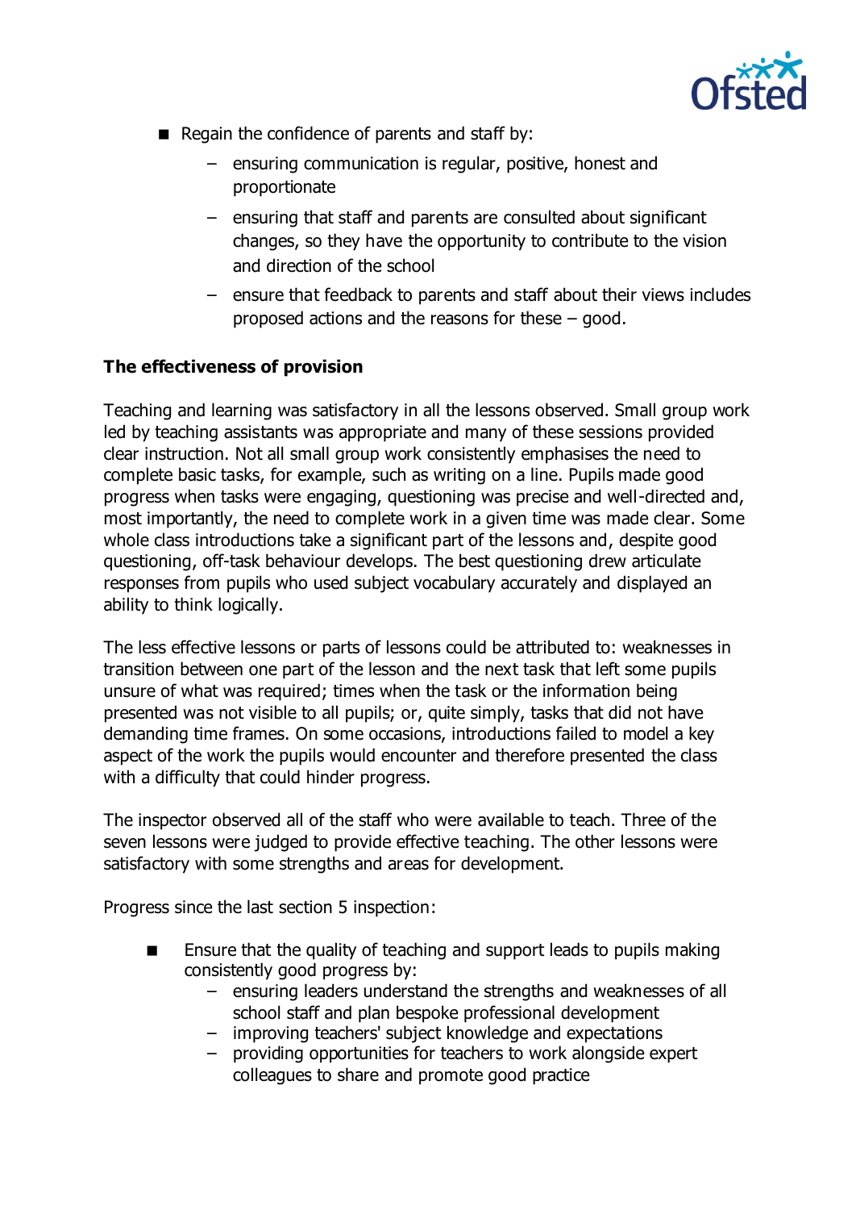- Regain the confidence of parents and staff by:
  - ensuring communication is regular, positive, honest and proportionate
  - ensuring that staff and parents are consulted about significant changes, so they have the opportunity to contribute to the vision and direction of the school
  - ensure that feedback to parents and staff about their views includes proposed actions and the reasons for these – good.

**The effectiveness of provision**

Teaching and learning was satisfactory in all the lessons observed. Small group work led by teaching assistants was appropriate and many of these sessions provided clear instruction. Not all small group work consistently emphasises the need to complete basic tasks, for example, such as writing on a line. Pupils made good progress when tasks were engaging, questioning was precise and well-directed and, most importantly, the need to complete work in a given time was made clear. Some whole class introductions take a significant part of the lessons and, despite good questioning, off-task behaviour develops. The best questioning drew articulate responses from pupils who used subject vocabulary accurately and displayed an ability to think logically.

The less effective lessons or parts of lessons could be attributed to: weaknesses in transition between one part of the lesson and the next task that left some pupils unsure of what was required; times when the task or the information being presented was not visible to all pupils; or, quite simply, tasks that did not have demanding time frames. On some occasions, introductions failed to model a key aspect of the work the pupils would encounter and therefore presented the class with a difficulty that could hinder progress.

The inspector observed all of the staff who were available to teach. Three of the seven lessons were judged to provide effective teaching. The other lessons were satisfactory with some strengths and areas for development.

Progress since the last section 5 inspection:

- Ensure that the quality of teaching and support leads to pupils making consistently good progress by:
  - ensuring leaders understand the strengths and weaknesses of all school staff and plan bespoke professional development
  - improving teachers' subject knowledge and expectations
  - providing opportunities for teachers to work alongside expert colleagues to share and promote good practice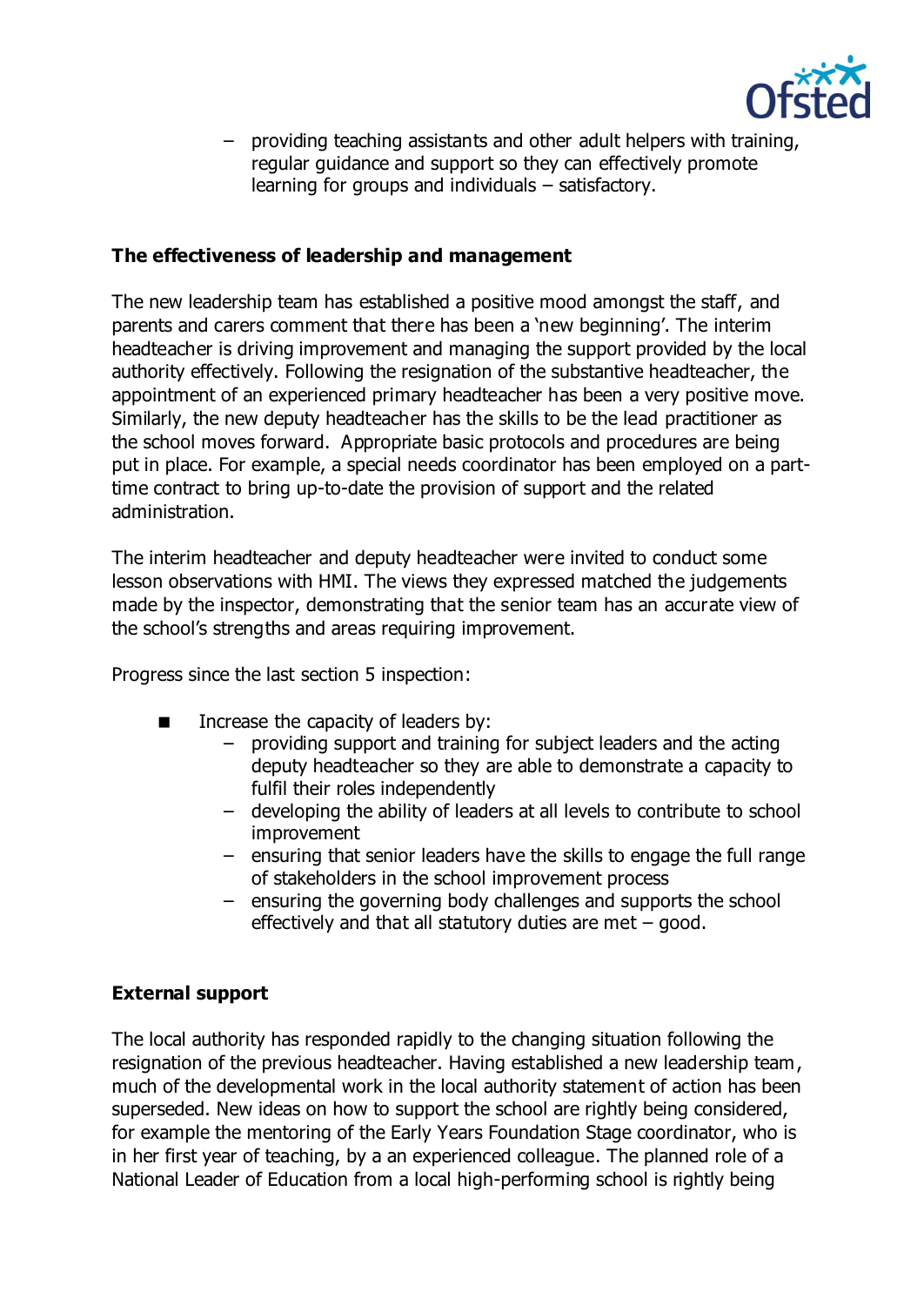- providing teaching assistants and other adult helpers with training, regular guidance and support so they can effectively promote learning for groups and individuals – satisfactory.

## The effectiveness of leadership and management

The new leadership team has established a positive mood amongst the staff, and parents and carers comment that there has been a 'new beginning'. The interim headteacher is driving improvement and managing the support provided by the local authority effectively. Following the resignation of the substantive headteacher, the appointment of an experienced primary headteacher has been a very positive move. Similarly, the new deputy headteacher has the skills to be the lead practitioner as the school moves forward. Appropriate basic protocols and procedures are being put in place. For example, a special needs coordinator has been employed on a part-time contract to bring up-to-date the provision of support and the related administration.

The interim headteacher and deputy headteacher were invited to conduct some lesson observations with HMI. The views they expressed matched the judgements made by the inspector, demonstrating that the senior team has an accurate view of the school's strengths and areas requiring improvement.

Progress since the last section 5 inspection:

- Increase the capacity of leaders by:
  - providing support and training for subject leaders and the acting deputy headteacher so they are able to demonstrate a capacity to fulfil their roles independently
  - developing the ability of leaders at all levels to contribute to school improvement
  - ensuring that senior leaders have the skills to engage the full range of stakeholders in the school improvement process
  - ensuring the governing body challenges and supports the school effectively and that all statutory duties are met – good.

## External support

The local authority has responded rapidly to the changing situation following the resignation of the previous headteacher. Having established a new leadership team, much of the developmental work in the local authority statement of action has been superseded. New ideas on how to support the school are rightly being considered, for example the mentoring of the Early Years Foundation Stage coordinator, who is in her first year of teaching, by a an experienced colleague. The planned role of a National Leader of Education from a local high-performing school is rightly being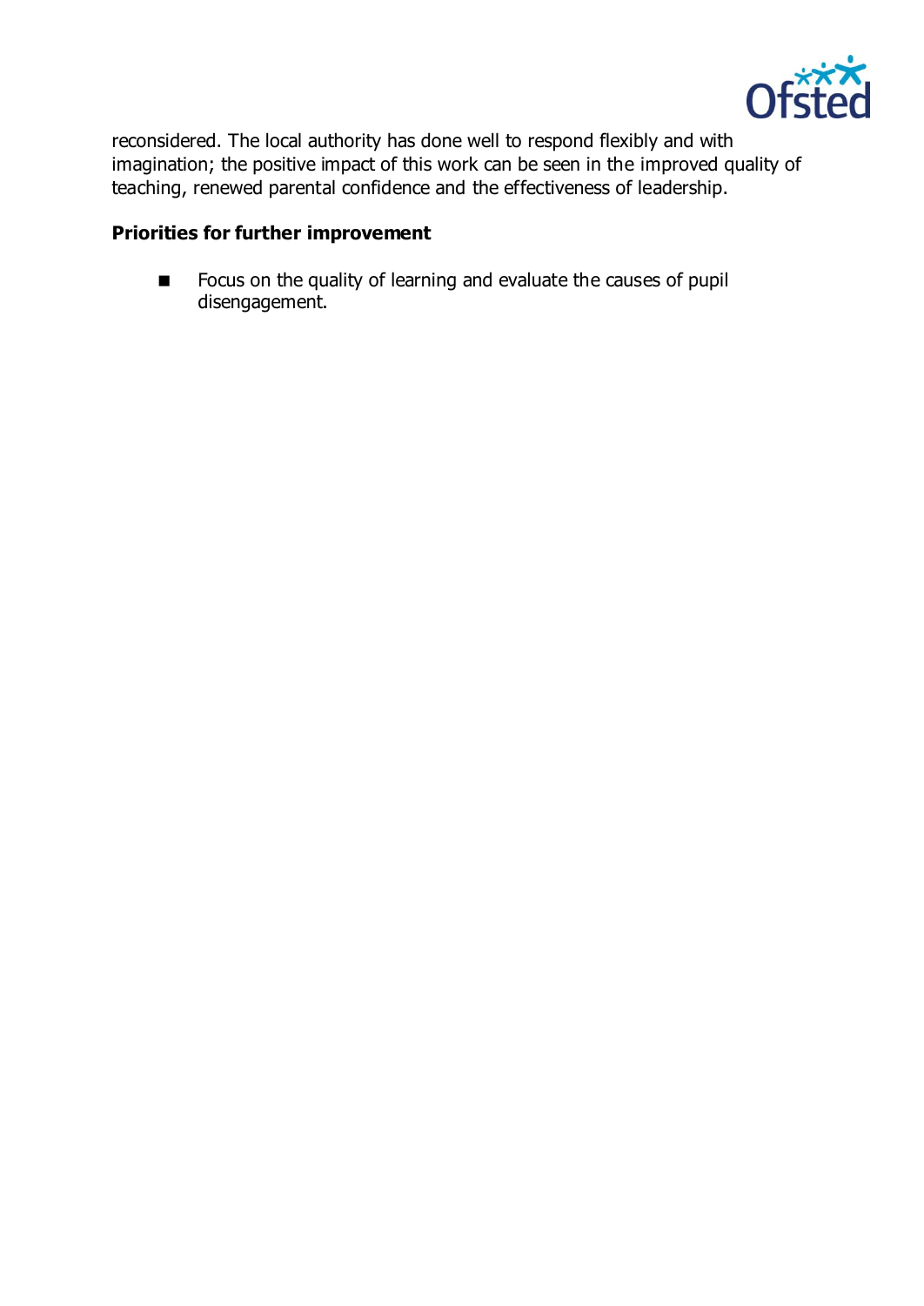reconsidered. The local authority has done well to respond flexibly and with imagination; the positive impact of this work can be seen in the improved quality of teaching, renewed parental confidence and the effectiveness of leadership.

**Priorities for further improvement**

- Focus on the quality of learning and evaluate the causes of pupil disengagement.